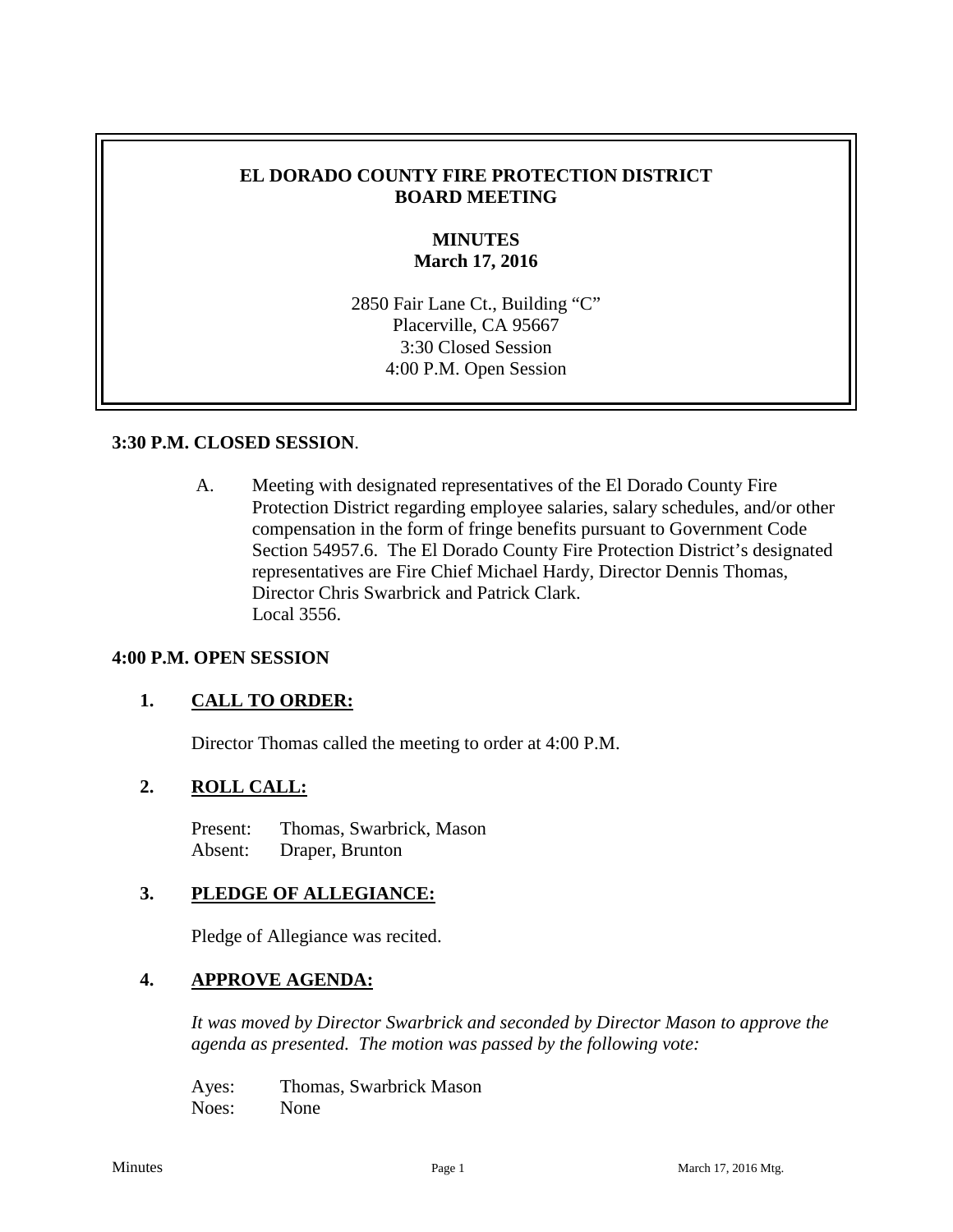# EL DORADO COUNTY FIRE PROTECTION DISTRICT
# BOARD MEETING

## MINUTES
## March 17, 2016

2850 Fair Lane Ct., Building "C"
Placerville, CA 95667
3:30 Closed Session
4:00 P.M. Open Session

**3:30 P.M. CLOSED SESSION**.

A. Meeting with designated representatives of the El Dorado County Fire Protection District regarding employee salaries, salary schedules, and/or other compensation in the form of fringe benefits pursuant to Government Code Section 54957.6. The El Dorado County Fire Protection District's designated representatives are Fire Chief Michael Hardy, Director Dennis Thomas, Director Chris Swarbrick and Patrick Clark.
Local 3556.

**4:00 P.M. OPEN SESSION**

**1. CALL TO ORDER:**

Director Thomas called the meeting to order at 4:00 P.M.

**2. ROLL CALL:**

Present: Thomas, Swarbrick, Mason
Absent: Draper, Brunton

**3. PLEDGE OF ALLEGIANCE:**

Pledge of Allegiance was recited.

**4. APPROVE AGENDA:**

*It was moved by Director Swarbrick and seconded by Director Mason to approve the agenda as presented. The motion was passed by the following vote:*

Ayes: Thomas, Swarbrick Mason
Noes: None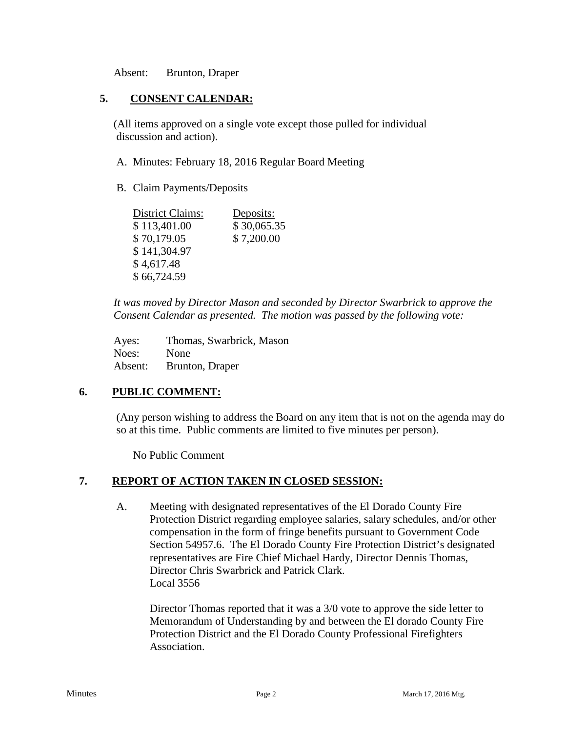Absent: Brunton, Draper

## 5. CONSENT CALENDAR:

(All items approved on a single vote except those pulled for individual discussion and action).

A. Minutes: February 18, 2016 Regular Board Meeting

B. Claim Payments/Deposits

| District Claims: | Deposits: |
|---|---|
| $ 113,401.00 | $ 30,065.35 |
| $ 70,179.05 | $ 7,200.00 |
| $ 141,304.97 | |
| $ 4,617.48 | |
| $ 66,724.59 | |

*It was moved by Director Mason and seconded by Director Swarbrick to approve the Consent Calendar as presented. The motion was passed by the following vote:*

Ayes: Thomas, Swarbrick, Mason
Noes: None
Absent: Brunton, Draper

## 6. PUBLIC COMMENT:

(Any person wishing to address the Board on any item that is not on the agenda may do so at this time. Public comments are limited to five minutes per person).

No Public Comment

## 7. REPORT OF ACTION TAKEN IN CLOSED SESSION:

A. Meeting with designated representatives of the El Dorado County Fire Protection District regarding employee salaries, salary schedules, and/or other compensation in the form of fringe benefits pursuant to Government Code Section 54957.6. The El Dorado County Fire Protection District's designated representatives are Fire Chief Michael Hardy, Director Dennis Thomas, Director Chris Swarbrick and Patrick Clark.
Local 3556

Director Thomas reported that it was a 3/0 vote to approve the side letter to Memorandum of Understanding by and between the El dorado County Fire Protection District and the El Dorado County Professional Firefighters Association.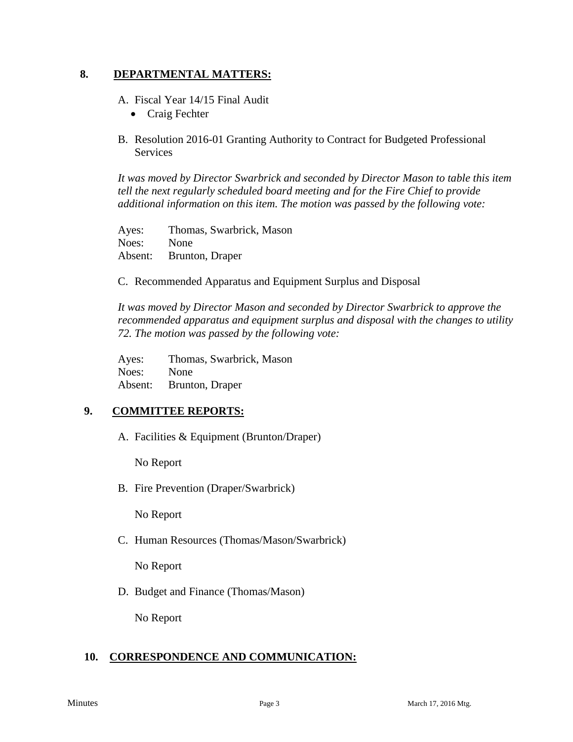## 8. DEPARTMENTAL MATTERS:

A. Fiscal Year 14/15 Final Audit

- Craig Fechter

B. Resolution 2016-01 Granting Authority to Contract for Budgeted Professional Services

*It was moved by Director Swarbrick and seconded by Director Mason to table this item tell the next regularly scheduled board meeting and for the Fire Chief to provide additional information on this item. The motion was passed by the following vote:*

Ayes: Thomas, Swarbrick, Mason
Noes: None
Absent: Brunton, Draper

C. Recommended Apparatus and Equipment Surplus and Disposal

*It was moved by Director Mason and seconded by Director Swarbrick to approve the recommended apparatus and equipment surplus and disposal with the changes to utility 72. The motion was passed by the following vote:*

Ayes: Thomas, Swarbrick, Mason
Noes: None
Absent: Brunton, Draper

## 9. COMMITTEE REPORTS:

A. Facilities & Equipment (Brunton/Draper)

No Report

B. Fire Prevention (Draper/Swarbrick)

No Report

C. Human Resources (Thomas/Mason/Swarbrick)

No Report

D. Budget and Finance (Thomas/Mason)

No Report

## 10. CORRESPONDENCE AND COMMUNICATION: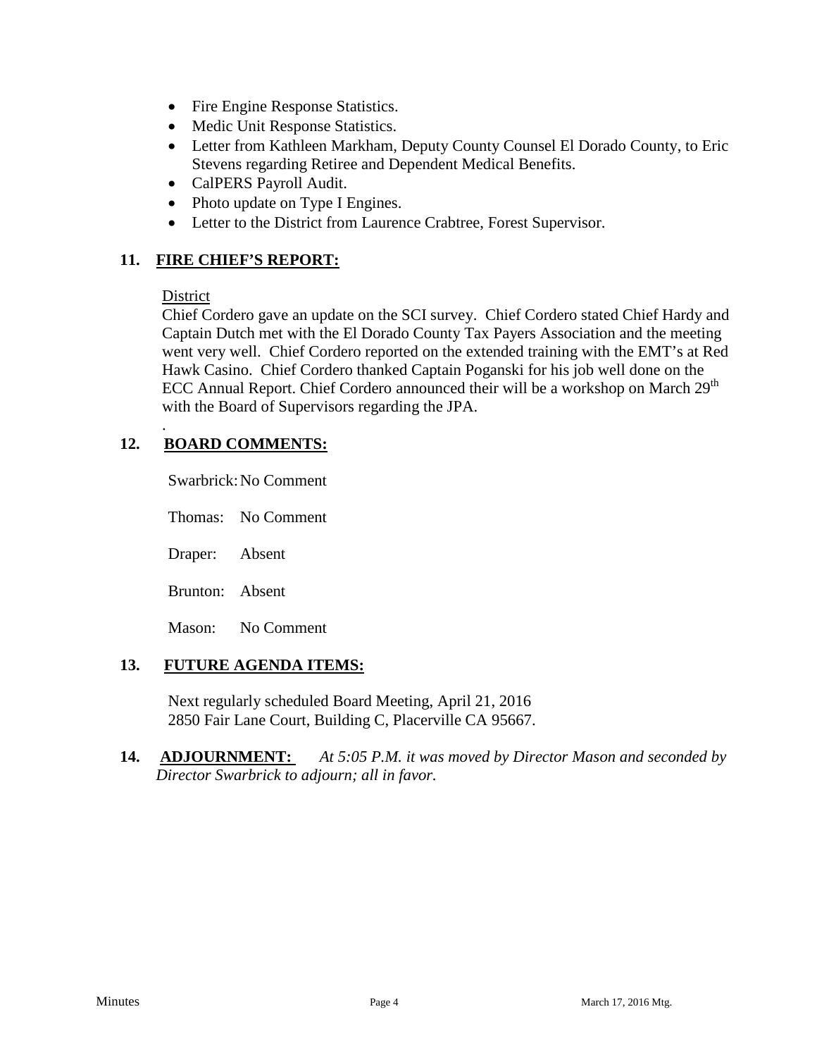- Fire Engine Response Statistics.
- Medic Unit Response Statistics.
- Letter from Kathleen Markham, Deputy County Counsel El Dorado County, to Eric Stevens regarding Retiree and Dependent Medical Benefits.
- CalPERS Payroll Audit.
- Photo update on Type I Engines.
- Letter to the District from Laurence Crabtree, Forest Supervisor.

## 11. FIRE CHIEF'S REPORT:

District

Chief Cordero gave an update on the SCI survey. Chief Cordero stated Chief Hardy and Captain Dutch met with the El Dorado County Tax Payers Association and the meeting went very well. Chief Cordero reported on the extended training with the EMT's at Red Hawk Casino. Chief Cordero thanked Captain Poganski for his job well done on the ECC Annual Report. Chief Cordero announced their will be a workshop on March 29th with the Board of Supervisors regarding the JPA.

.

## 12. BOARD COMMENTS:

Swarbrick: No Comment

Thomas: No Comment

Draper: Absent

Brunton: Absent

Mason: No Comment

## 13. FUTURE AGENDA ITEMS:

Next regularly scheduled Board Meeting, April 21, 2016
2850 Fair Lane Court, Building C, Placerville CA 95667.

## 14. ADJOURNMENT:

*At 5:05 P.M. it was moved by Director Mason and seconded by Director Swarbrick to adjourn; all in favor.*